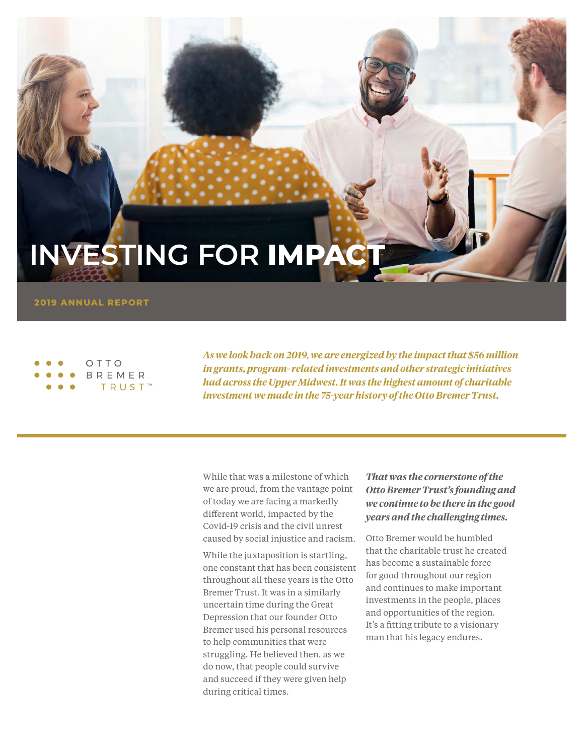# INVESTING FOR **IMPACT**

**2019 ANNUAL REPORT**

OTTO BREMER TRUST™

***As we look back on 2019, we are energized by the impact that $56 million in grants, program- related investments and other strategic initiatives had across the Upper Midwest. It was the highest amount of charitable investment we made in the 75-year history of the Otto Bremer Trust.***

While that was a milestone of which we are proud, from the vantage point of today we are facing a markedly different world, impacted by the Covid-19 crisis and the civil unrest caused by social injustice and racism.

While the juxtaposition is startling, one constant that has been consistent throughout all these years is the Otto Bremer Trust. It was in a similarly uncertain time during the Great Depression that our founder Otto Bremer used his personal resources to help communities that were struggling. He believed then, as we do now, that people could survive and succeed if they were given help during critical times.

***That was the cornerstone of the Otto Bremer Trust's founding and we continue to be there in the good years and the challenging times.***

Otto Bremer would be humbled that the charitable trust he created has become a sustainable force for good throughout our region and continues to make important investments in the people, places and opportunities of the region. It's a fitting tribute to a visionary man that his legacy endures.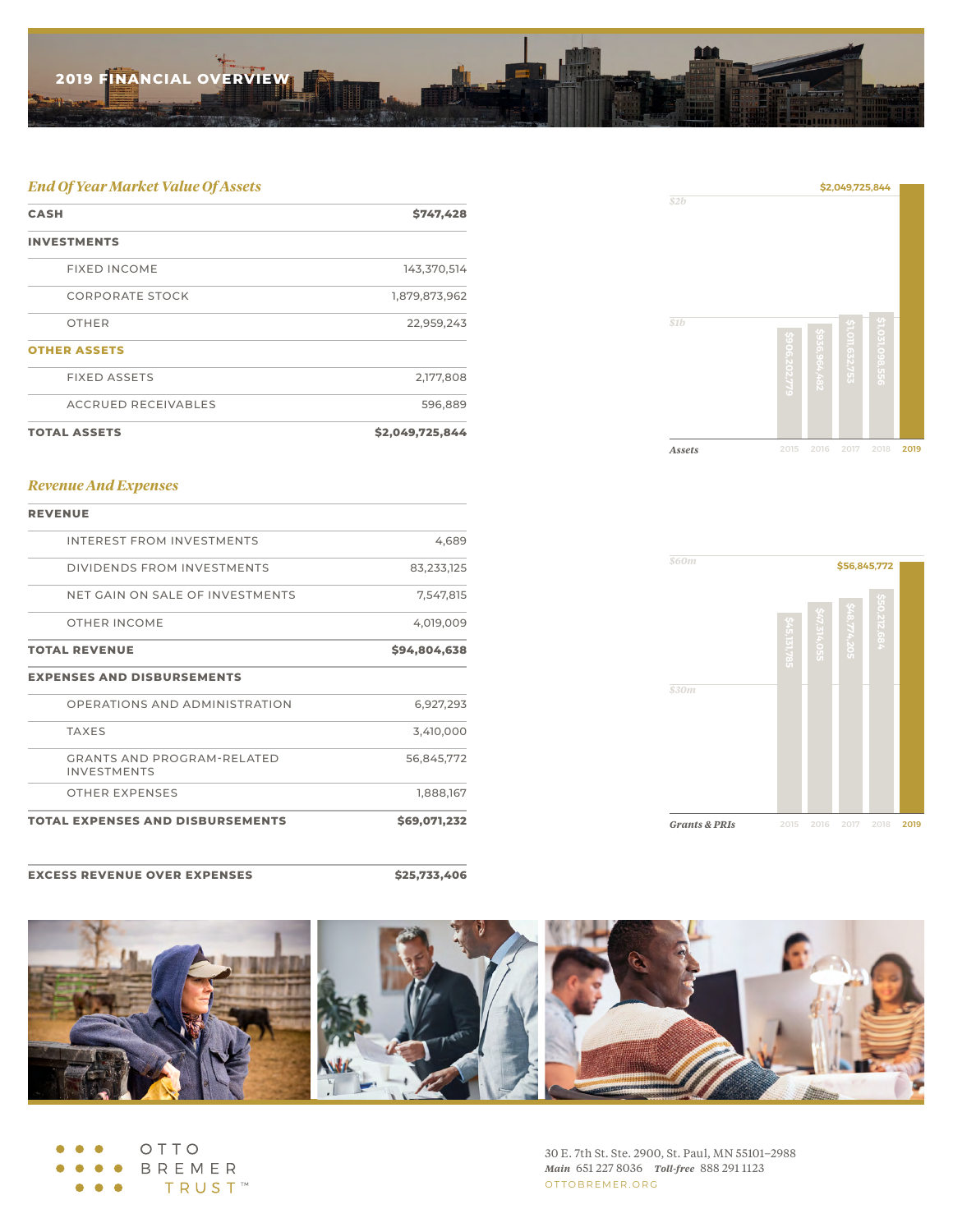# 2019 FINANCIAL OVERVIEW

## *End Of Year Market Value Of Assets*

| | |
|---|---|
| **CASH** | **$747,428** |
| **INVESTMENTS** | |
| FIXED INCOME | 143,370,514 |
| CORPORATE STOCK | 1,879,873,962 |
| OTHER | 22,959,243 |
| **OTHER ASSETS** | |
| FIXED ASSETS | 2,177,808 |
| ACCRUED RECEIVABLES | 596,889 |
| **TOTAL ASSETS** | **$2,049,725,844** |

$2b
$1b
$906,202,779
$936,964,482
$1,011,632,753
$1,031,098,556
$2,049,725,844
*Assets* 2015 2016 2017 2018 2019

## *Revenue And Expenses*

| | |
|---|---|
| **REVENUE** | |
| INTEREST FROM INVESTMENTS | 4,689 |
| DIVIDENDS FROM INVESTMENTS | 83,233,125 |
| NET GAIN ON SALE OF INVESTMENTS | 7,547,815 |
| OTHER INCOME | 4,019,009 |
| **TOTAL REVENUE** | **$94,804,638** |
| **EXPENSES AND DISBURSEMENTS** | |
| OPERATIONS AND ADMINISTRATION | 6,927,293 |
| TAXES | 3,410,000 |
| GRANTS AND PROGRAM-RELATED INVESTMENTS | 56,845,772 |
| OTHER EXPENSES | 1,888,167 |
| **TOTAL EXPENSES AND DISBURSEMENTS** | **$69,071,232** |
| **EXCESS REVENUE OVER EXPENSES** | **$25,733,406** |

$60m
$30m
$45,131,785
$47,314,055
$48,774,205
$50,212,684
$56,845,772
*Grants & PRIs* 2015 2016 2017 2018 2019

OTTO BREMER TRUST™

30 E. 7th St. Ste. 2900, St. Paul, MN 55101–2988
*Main* 651 227 8036 *Toll-free* 888 291 1123
OTTOBREMER.ORG